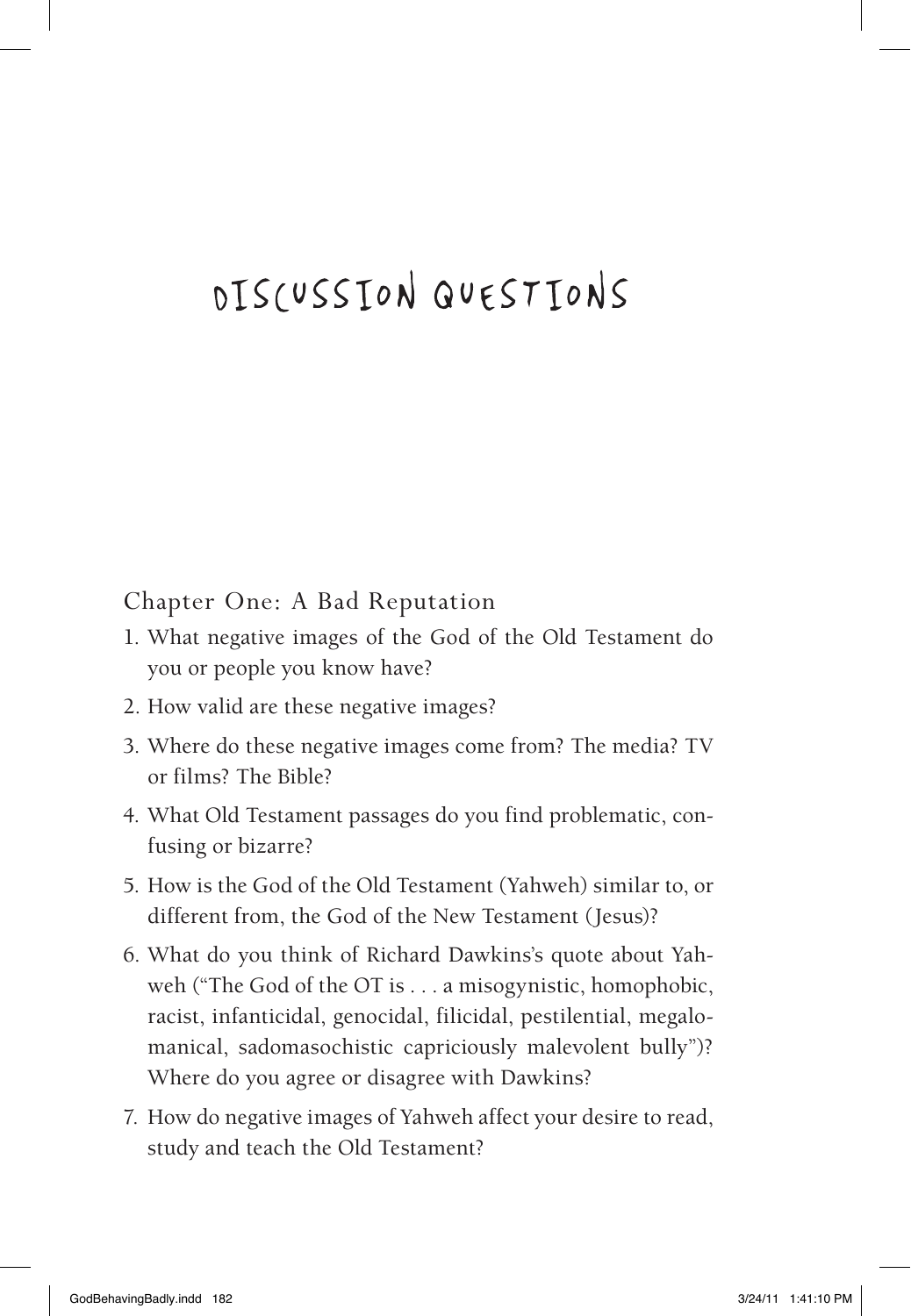# DISCUSSION QUESTIONS

## Chapter One: A Bad Reputation

1. What negative images of the God of the Old Testament do you or people you know have?
2. How valid are these negative images?
3. Where do these negative images come from? The media? TV or films? The Bible?
4. What Old Testament passages do you find problematic, confusing or bizarre?
5. How is the God of the Old Testament (Yahweh) similar to, or different from, the God of the New Testament (Jesus)?
6. What do you think of Richard Dawkins's quote about Yahweh ("The God of the OT is . . . a misogynistic, homophobic, racist, infanticidal, genocidal, filicidal, pestilential, megalomanical, sadomasochistic capriciously malevolent bully")? Where do you agree or disagree with Dawkins?
7. How do negative images of Yahweh affect your desire to read, study and teach the Old Testament?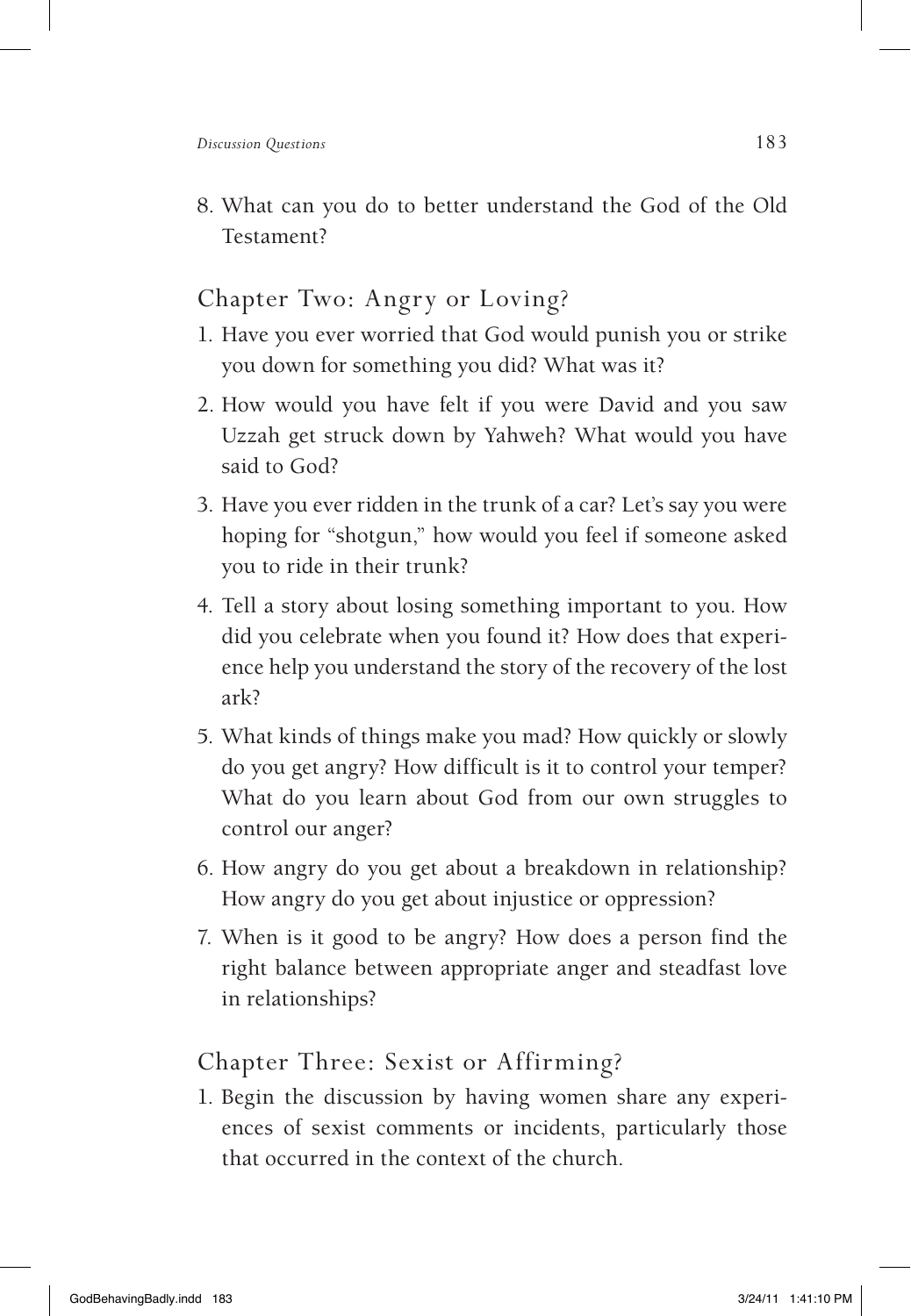8. What can you do to better understand the God of the Old Testament?

## Chapter Two: Angry or Loving?

1. Have you ever worried that God would punish you or strike you down for something you did? What was it?
2. How would you have felt if you were David and you saw Uzzah get struck down by Yahweh? What would you have said to God?
3. Have you ever ridden in the trunk of a car? Let's say you were hoping for "shotgun," how would you feel if someone asked you to ride in their trunk?
4. Tell a story about losing something important to you. How did you celebrate when you found it? How does that experience help you understand the story of the recovery of the lost ark?
5. What kinds of things make you mad? How quickly or slowly do you get angry? How difficult is it to control your temper? What do you learn about God from our own struggles to control our anger?
6. How angry do you get about a breakdown in relationship? How angry do you get about injustice or oppression?
7. When is it good to be angry? How does a person find the right balance between appropriate anger and steadfast love in relationships?

## Chapter Three: Sexist or Affirming?

1. Begin the discussion by having women share any experiences of sexist comments or incidents, particularly those that occurred in the context of the church.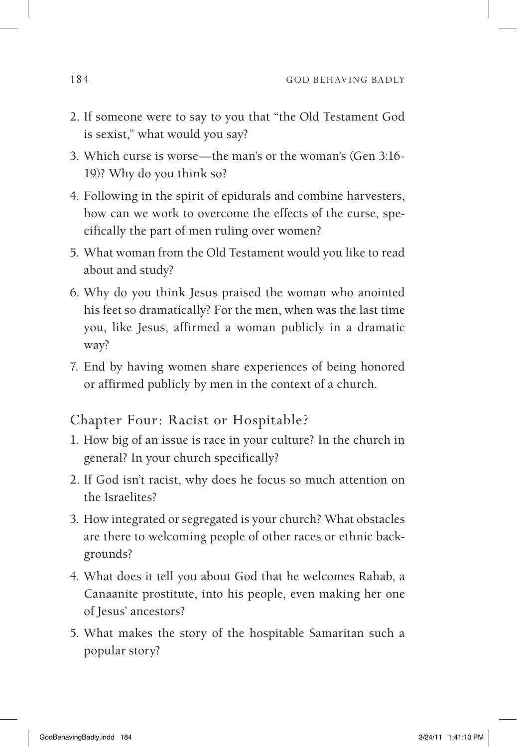2. If someone were to say to you that "the Old Testament God is sexist," what would you say?
3. Which curse is worse—the man's or the woman's (Gen 3:16-19)? Why do you think so?
4. Following in the spirit of epidurals and combine harvesters, how can we work to overcome the effects of the curse, specifically the part of men ruling over women?
5. What woman from the Old Testament would you like to read about and study?
6. Why do you think Jesus praised the woman who anointed his feet so dramatically? For the men, when was the last time you, like Jesus, affirmed a woman publicly in a dramatic way?
7. End by having women share experiences of being honored or affirmed publicly by men in the context of a church.

## Chapter Four: Racist or Hospitable?

1. How big of an issue is race in your culture? In the church in general? In your church specifically?
2. If God isn't racist, why does he focus so much attention on the Israelites?
3. How integrated or segregated is your church? What obstacles are there to welcoming people of other races or ethnic backgrounds?
4. What does it tell you about God that he welcomes Rahab, a Canaanite prostitute, into his people, even making her one of Jesus' ancestors?
5. What makes the story of the hospitable Samaritan such a popular story?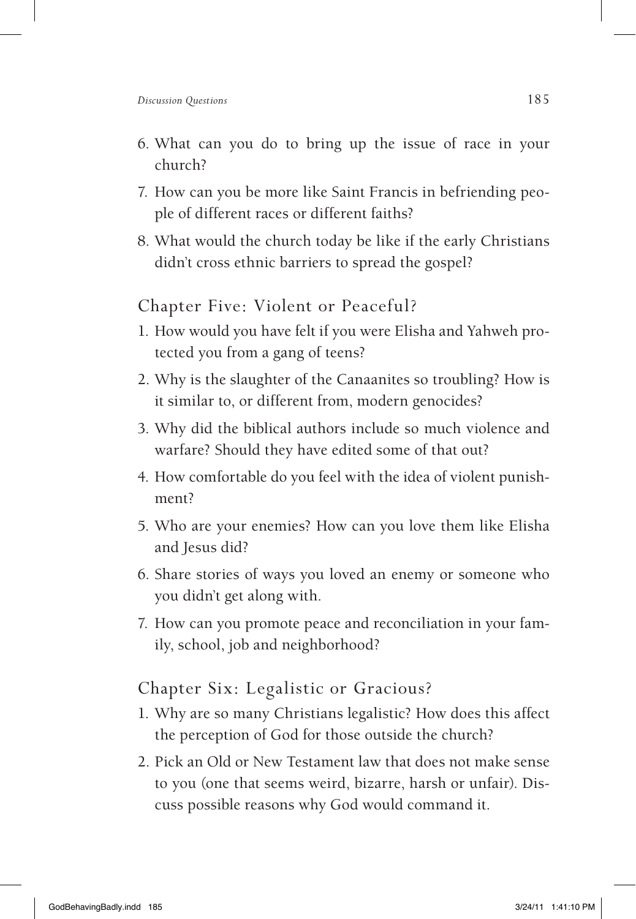6. What can you do to bring up the issue of race in your church?
7. How can you be more like Saint Francis in befriending people of different races or different faiths?
8. What would the church today be like if the early Christians didn't cross ethnic barriers to spread the gospel?

## Chapter Five: Violent or Peaceful?

1. How would you have felt if you were Elisha and Yahweh protected you from a gang of teens?
2. Why is the slaughter of the Canaanites so troubling? How is it similar to, or different from, modern genocides?
3. Why did the biblical authors include so much violence and warfare? Should they have edited some of that out?
4. How comfortable do you feel with the idea of violent punishment?
5. Who are your enemies? How can you love them like Elisha and Jesus did?
6. Share stories of ways you loved an enemy or someone who you didn't get along with.
7. How can you promote peace and reconciliation in your family, school, job and neighborhood?

## Chapter Six: Legalistic or Gracious?

1. Why are so many Christians legalistic? How does this affect the perception of God for those outside the church?
2. Pick an Old or New Testament law that does not make sense to you (one that seems weird, bizarre, harsh or unfair). Discuss possible reasons why God would command it.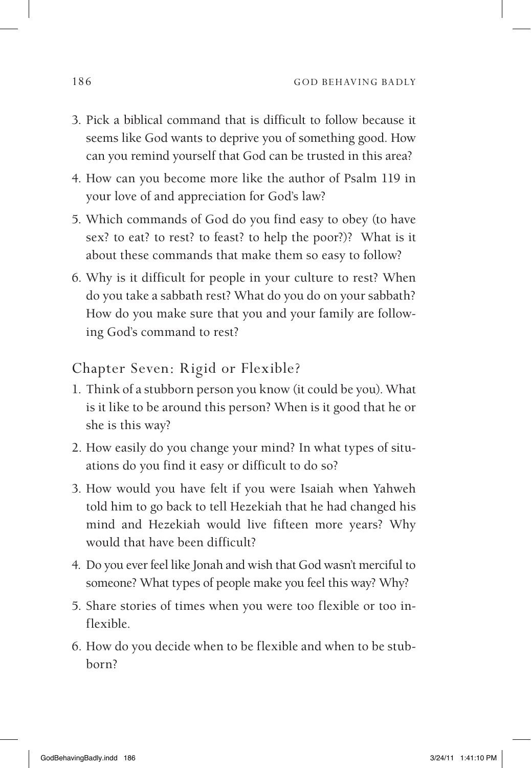3. Pick a biblical command that is difficult to follow because it seems like God wants to deprive you of something good. How can you remind yourself that God can be trusted in this area?
4. How can you become more like the author of Psalm 119 in your love of and appreciation for God's law?
5. Which commands of God do you find easy to obey (to have sex? to eat? to rest? to feast? to help the poor?)? What is it about these commands that make them so easy to follow?
6. Why is it difficult for people in your culture to rest? When do you take a sabbath rest? What do you do on your sabbath? How do you make sure that you and your family are following God's command to rest?

## Chapter Seven: Rigid or Flexible?

1. Think of a stubborn person you know (it could be you). What is it like to be around this person? When is it good that he or she is this way?
2. How easily do you change your mind? In what types of situations do you find it easy or difficult to do so?
3. How would you have felt if you were Isaiah when Yahweh told him to go back to tell Hezekiah that he had changed his mind and Hezekiah would live fifteen more years? Why would that have been difficult?
4. Do you ever feel like Jonah and wish that God wasn't merciful to someone? What types of people make you feel this way? Why?
5. Share stories of times when you were too flexible or too inflexible.
6. How do you decide when to be flexible and when to be stubborn?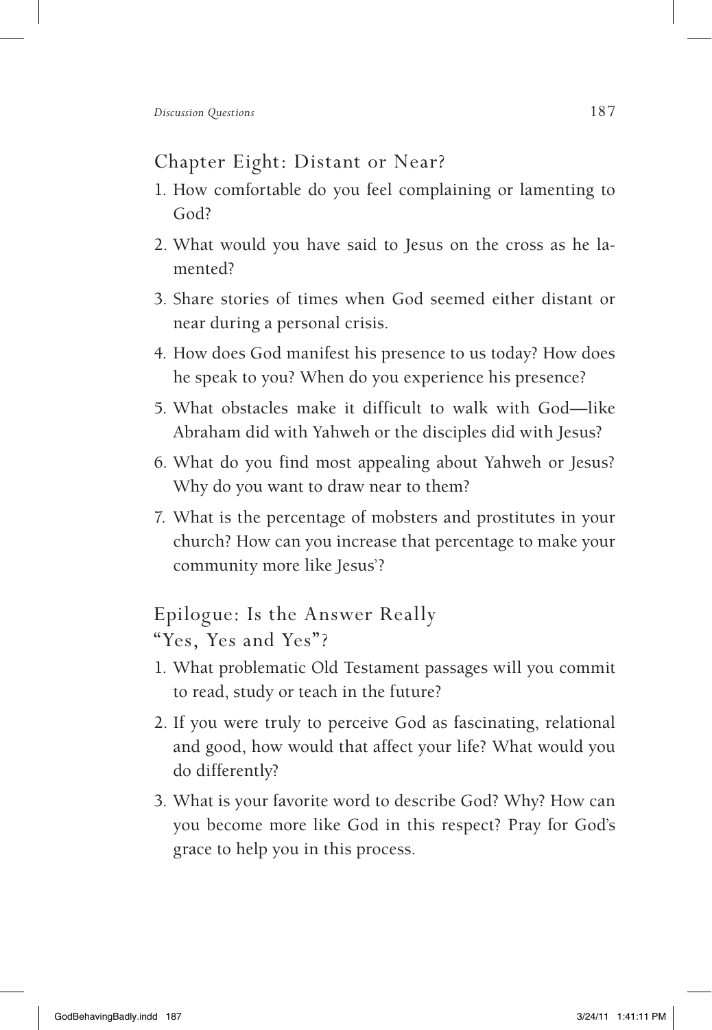## Chapter Eight: Distant or Near?

1. How comfortable do you feel complaining or lamenting to God?
2. What would you have said to Jesus on the cross as he lamented?
3. Share stories of times when God seemed either distant or near during a personal crisis.
4. How does God manifest his presence to us today? How does he speak to you? When do you experience his presence?
5. What obstacles make it difficult to walk with God—like Abraham did with Yahweh or the disciples did with Jesus?
6. What do you find most appealing about Yahweh or Jesus? Why do you want to draw near to them?
7. What is the percentage of mobsters and prostitutes in your church? How can you increase that percentage to make your community more like Jesus'?

## Epilogue: Is the Answer Really "Yes, Yes and Yes"?

1. What problematic Old Testament passages will you commit to read, study or teach in the future?
2. If you were truly to perceive God as fascinating, relational and good, how would that affect your life? What would you do differently?
3. What is your favorite word to describe God? Why? How can you become more like God in this respect? Pray for God's grace to help you in this process.